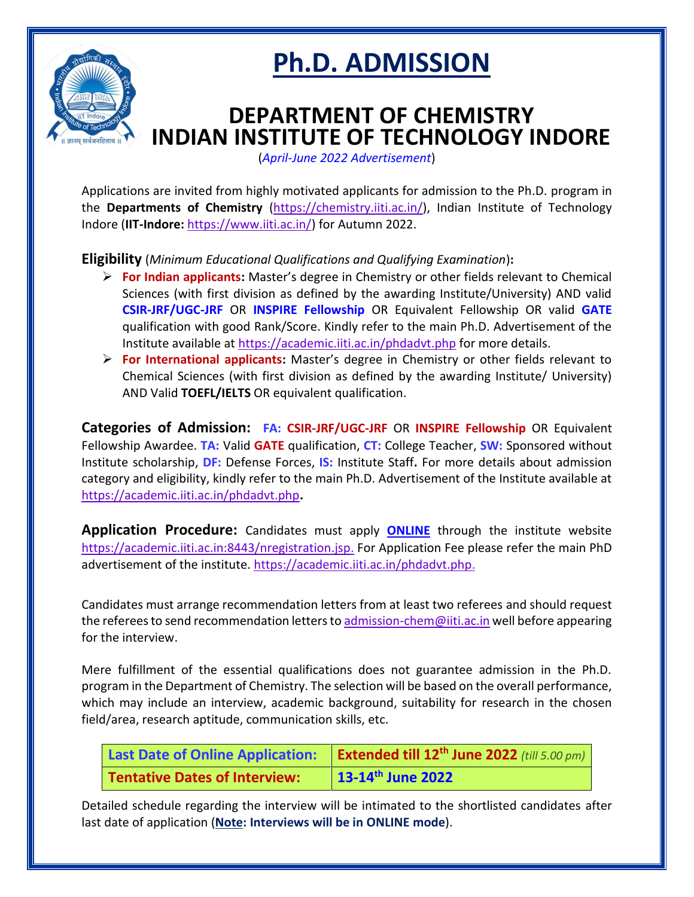# Ph.D. ADMISSION

## DEPARTMENT OF CHEMISTRY
## INDIAN INSTITUTE OF TECHNOLOGY INDORE

(*April-June 2022 Advertisement*)

Applications are invited from highly motivated applicants for admission to the Ph.D. program in the **Departments of Chemistry** (https://chemistry.iiti.ac.in/), Indian Institute of Technology Indore (**IIT-Indore:** https://www.iiti.ac.in/) for Autumn 2022.

**Eligibility** (*Minimum Educational Qualifications and Qualifying Examination*)**:**

- **For Indian applicants:** Master's degree in Chemistry or other fields relevant to Chemical Sciences (with first division as defined by the awarding Institute/University) AND valid **CSIR-JRF/UGC-JRF** OR **INSPIRE Fellowship** OR Equivalent Fellowship OR valid **GATE** qualification with good Rank/Score. Kindly refer to the main Ph.D. Advertisement of the Institute available at https://academic.iiti.ac.in/phdadvt.php for more details.
- **For International applicants:** Master's degree in Chemistry or other fields relevant to Chemical Sciences (with first division as defined by the awarding Institute/ University) AND Valid **TOEFL/IELTS** OR equivalent qualification.

**Categories of Admission:** **FA: CSIR-JRF/UGC-JRF** OR **INSPIRE Fellowship** OR Equivalent Fellowship Awardee. **TA:** Valid **GATE** qualification, **CT:** College Teacher, **SW:** Sponsored without Institute scholarship, **DF:** Defense Forces, **IS:** Institute Staff**.** For more details about admission category and eligibility, kindly refer to the main Ph.D. Advertisement of the Institute available at https://academic.iiti.ac.in/phdadvt.php**.**

**Application Procedure:** Candidates must apply **ONLINE** through the institute website https://academic.iiti.ac.in:8443/nregistration.jsp. For Application Fee please refer the main PhD advertisement of the institute. https://academic.iiti.ac.in/phdadvt.php.

Candidates must arrange recommendation letters from at least two referees and should request the referees to send recommendation letters to admission-chem@iiti.ac.in well before appearing for the interview.

Mere fulfillment of the essential qualifications does not guarantee admission in the Ph.D. program in the Department of Chemistry. The selection will be based on the overall performance, which may include an interview, academic background, suitability for research in the chosen field/area, research aptitude, communication skills, etc.

| Last Date of Online Application: | **Extended till 12th June 2022** *(till 5.00 pm)* |
|---|---|
| **Tentative Dates of Interview:** | **13-14th June 2022** |

Detailed schedule regarding the interview will be intimated to the shortlisted candidates after last date of application (**Note: Interviews will be in ONLINE mode**).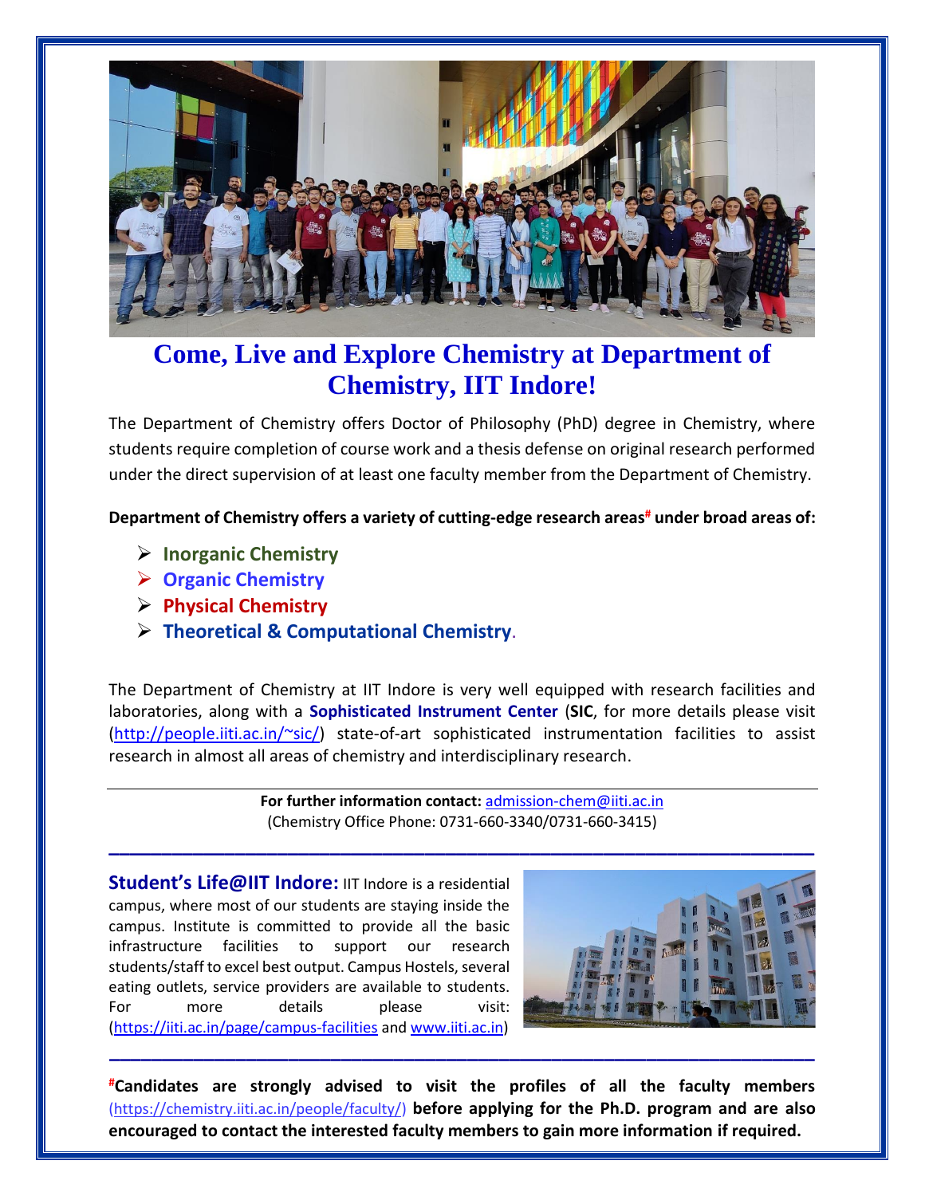# Come, Live and Explore Chemistry at Department of Chemistry, IIT Indore!

The Department of Chemistry offers Doctor of Philosophy (PhD) degree in Chemistry, where students require completion of course work and a thesis defense on original research performed under the direct supervision of at least one faculty member from the Department of Chemistry.

**Department of Chemistry offers a variety of cutting-edge research areas[#] under broad areas of:**

- **Inorganic Chemistry**
- **Organic Chemistry**
- **Physical Chemistry**
- **Theoretical & Computational Chemistry**.

The Department of Chemistry at IIT Indore is very well equipped with research facilities and laboratories, along with a **Sophisticated Instrument Center** (**SIC**, for more details please visit (http://people.iiti.ac.in/~sic/) state-of-art sophisticated instrumentation facilities to assist research in almost all areas of chemistry and interdisciplinary research.

---

**For further information contact:** admission-chem@iiti.ac.in
(Chemistry Office Phone: 0731-660-3340/0731-660-3415)

---

**Student's Life@IIT Indore:** IIT Indore is a residential campus, where most of our students are staying inside the campus. Institute is committed to provide all the basic infrastructure facilities to support our research students/staff to excel best output. Campus Hostels, several eating outlets, service providers are available to students. For more details please visit: (https://iiti.ac.in/page/campus-facilities and www.iiti.ac.in)

---

**[#]Candidates are strongly advised to visit the profiles of all the faculty members** (https://chemistry.iiti.ac.in/people/faculty/) **before applying for the Ph.D. program and are also encouraged to contact the interested faculty members to gain more information if required.**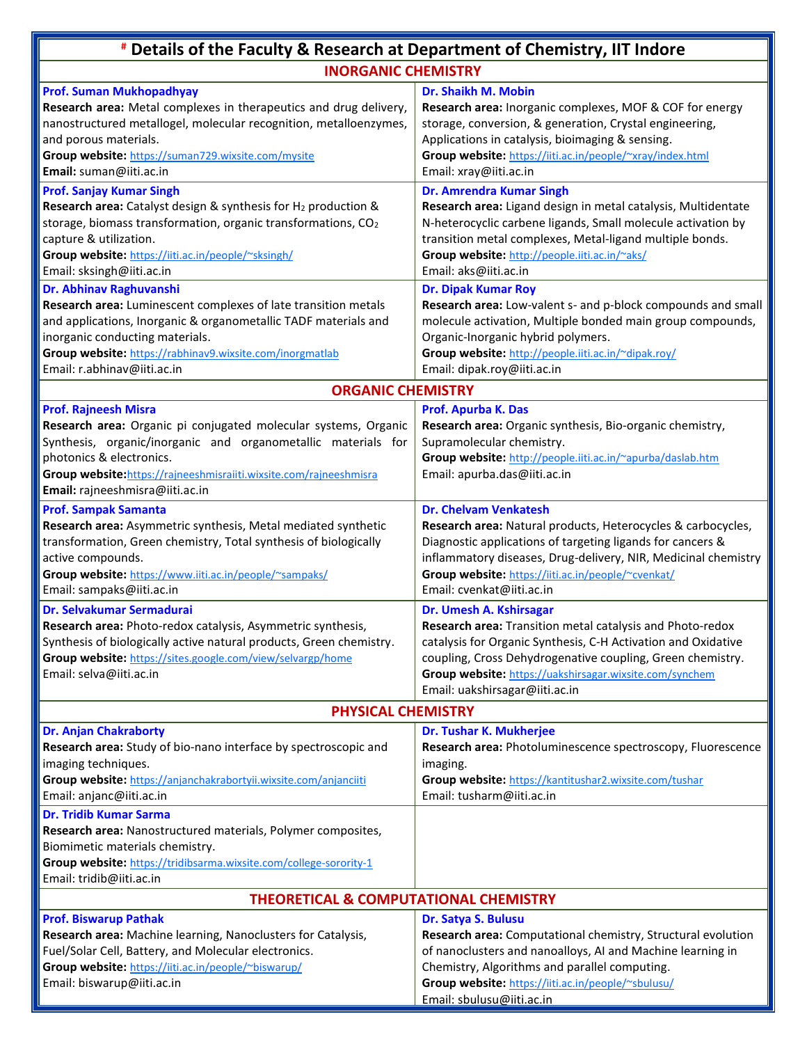# # Details of the Faculty & Research at Department of Chemistry, IIT Indore

## INORGANIC CHEMISTRY

**Prof. Suman Mukhopadhyay**
**Research area:** Metal complexes in therapeutics and drug delivery, nanostructured metallogel, molecular recognition, metalloenzymes, and porous materials.
**Group website:** https://suman729.wixsite.com/mysite
**Email:** suman@iiti.ac.in

**Dr. Shaikh M. Mobin**
**Research area:** Inorganic complexes, MOF & COF for energy storage, conversion, & generation, Crystal engineering, Applications in catalysis, bioimaging & sensing.
**Group website:** https://iiti.ac.in/people/~xray/index.html
Email: xray@iiti.ac.in

**Prof. Sanjay Kumar Singh**
**Research area:** Catalyst design & synthesis for $H_2$ production & storage, biomass transformation, organic transformations, $CO_2$ capture & utilization.
**Group website:** https://iiti.ac.in/people/~sksingh/
Email: sksingh@iiti.ac.in

**Dr. Amrendra Kumar Singh**
**Research area:** Ligand design in metal catalysis, Multidentate N-heterocyclic carbene ligands, Small molecule activation by transition metal complexes, Metal-ligand multiple bonds.
**Group website:** http://people.iiti.ac.in/~aks/
Email: aks@iiti.ac.in

**Dr. Abhinav Raghuvanshi**
**Research area:** Luminescent complexes of late transition metals and applications, Inorganic & organometallic TADF materials and inorganic conducting materials.
**Group website:** https://rabhinav9.wixsite.com/inorgmatlab
Email: r.abhinav@iiti.ac.in

**Dr. Dipak Kumar Roy**
**Research area:** Low-valent s- and p-block compounds and small molecule activation, Multiple bonded main group compounds, Organic-Inorganic hybrid polymers.
**Group website:** http://people.iiti.ac.in/~dipak.roy/
Email: dipak.roy@iiti.ac.in

## ORGANIC CHEMISTRY

**Prof. Rajneesh Misra**
**Research area:** Organic pi conjugated molecular systems, Organic Synthesis, organic/inorganic and organometallic materials for photonics & electronics.
**Group website:**https://rajneeshmisraiiti.wixsite.com/rajneeshmisra
**Email:** rajneeshmisra@iiti.ac.in

**Prof. Apurba K. Das**
**Research area:** Organic synthesis, Bio-organic chemistry, Supramolecular chemistry.
**Group website:** http://people.iiti.ac.in/~apurba/daslab.htm
Email: apurba.das@iiti.ac.in

**Prof. Sampak Samanta**
**Research area:** Asymmetric synthesis, Metal mediated synthetic transformation, Green chemistry, Total synthesis of biologically active compounds.
**Group website:** https://www.iiti.ac.in/people/~sampaks/
Email: sampaks@iiti.ac.in

**Dr. Chelvam Venkatesh**
**Research area:** Natural products, Heterocycles & carbocycles, Diagnostic applications of targeting ligands for cancers & inflammatory diseases, Drug-delivery, NIR, Medicinal chemistry
**Group website:** https://iiti.ac.in/people/~cvenkat/
Email: cvenkat@iiti.ac.in

**Dr. Selvakumar Sermadurai**
**Research area:** Photo-redox catalysis, Asymmetric synthesis, Synthesis of biologically active natural products, Green chemistry.
**Group website:** https://sites.google.com/view/selvargp/home
Email: selva@iiti.ac.in

**Dr. Umesh A. Kshirsagar**
**Research area:** Transition metal catalysis and Photo-redox catalysis for Organic Synthesis, C-H Activation and Oxidative coupling, Cross Dehydrogenative coupling, Green chemistry.
**Group website:** https://uakshirsagar.wixsite.com/synchem
Email: uakshirsagar@iiti.ac.in

## PHYSICAL CHEMISTRY

**Dr. Anjan Chakraborty**
**Research area:** Study of bio-nano interface by spectroscopic and imaging techniques.
**Group website:** https://anjanchakrabortyii.wixsite.com/anjanciiti
Email: anjanc@iiti.ac.in

**Dr. Tushar K. Mukherjee**
**Research area:** Photoluminescence spectroscopy, Fluorescence imaging.
**Group website:** https://kantitushar2.wixsite.com/tushar
Email: tusharm@iiti.ac.in

**Dr. Tridib Kumar Sarma**
**Research area:** Nanostructured materials, Polymer composites, Biomimetic materials chemistry.
**Group website:** https://tridibsarma.wixsite.com/college-sorority-1
Email: tridib@iiti.ac.in

## THEORETICAL & COMPUTATIONAL CHEMISTRY

**Prof. Biswarup Pathak**
**Research area:** Machine learning, Nanoclusters for Catalysis, Fuel/Solar Cell, Battery, and Molecular electronics.
**Group website:** https://iiti.ac.in/people/~biswarup/
Email: biswarup@iiti.ac.in

**Dr. Satya S. Bulusu**
**Research area:** Computational chemistry, Structural evolution of nanoclusters and nanoalloys, AI and Machine learning in Chemistry, Algorithms and parallel computing.
**Group website:** https://iiti.ac.in/people/~sbulusu/
Email: sbulusu@iiti.ac.in